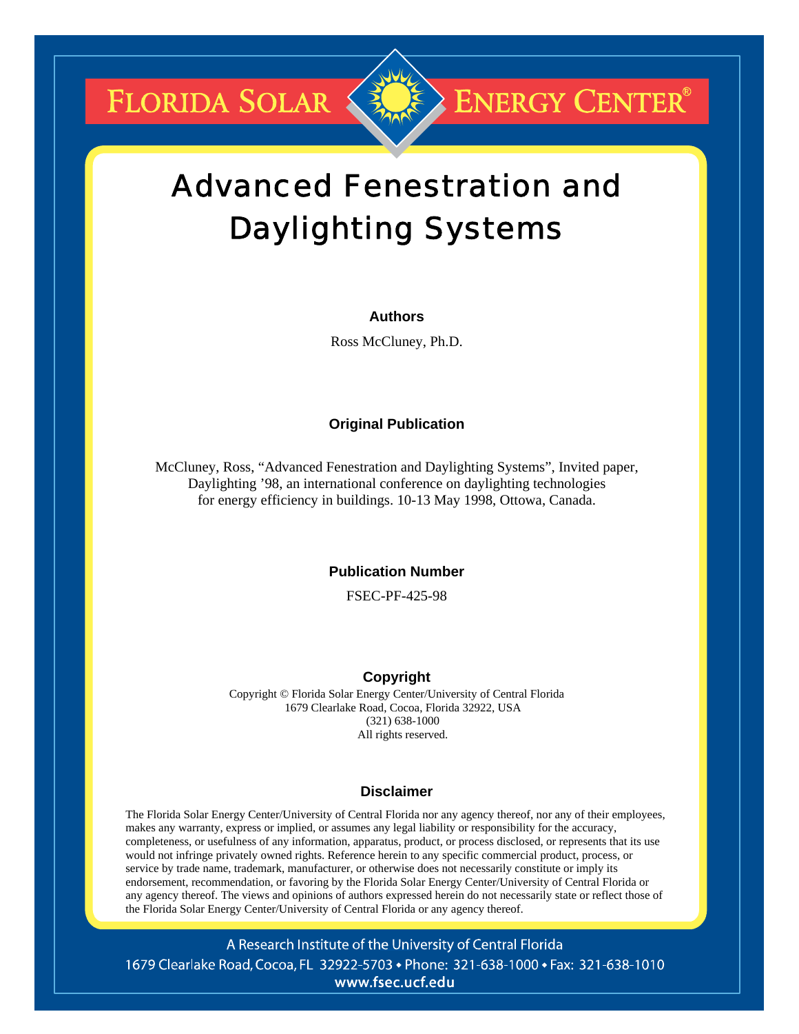# Advanced Fenestration and Daylighting Systems

**Authors**

Ross McCluney, Ph.D.

**Original Publication**

McCluney, Ross, "Advanced Fenestration and Daylighting Systems", Invited paper, Daylighting '98, an international conference on daylighting technologies for energy efficiency in buildings. 10-13 May 1998, Ottowa, Canada.

**Publication Number**

FSEC-PF-425-98

**Copyright**

Copyright © Florida Solar Energy Center/University of Central Florida
1679 Clearlake Road, Cocoa, Florida 32922, USA
(321) 638-1000
All rights reserved.

**Disclaimer**

The Florida Solar Energy Center/University of Central Florida nor any agency thereof, nor any of their employees, makes any warranty, express or implied, or assumes any legal liability or responsibility for the accuracy, completeness, or usefulness of any information, apparatus, product, or process disclosed, or represents that its use would not infringe privately owned rights. Reference herein to any specific commercial product, process, or service by trade name, trademark, manufacturer, or otherwise does not necessarily constitute or imply its endorsement, recommendation, or favoring by the Florida Solar Energy Center/University of Central Florida or any agency thereof. The views and opinions of authors expressed herein do not necessarily state or reflect those of the Florida Solar Energy Center/University of Central Florida or any agency thereof.

A Research Institute of the University of Central Florida
1679 Clearlake Road, Cocoa, FL 32922-5703 • Phone: 321-638-1000 • Fax: 321-638-1010
www.fsec.ucf.edu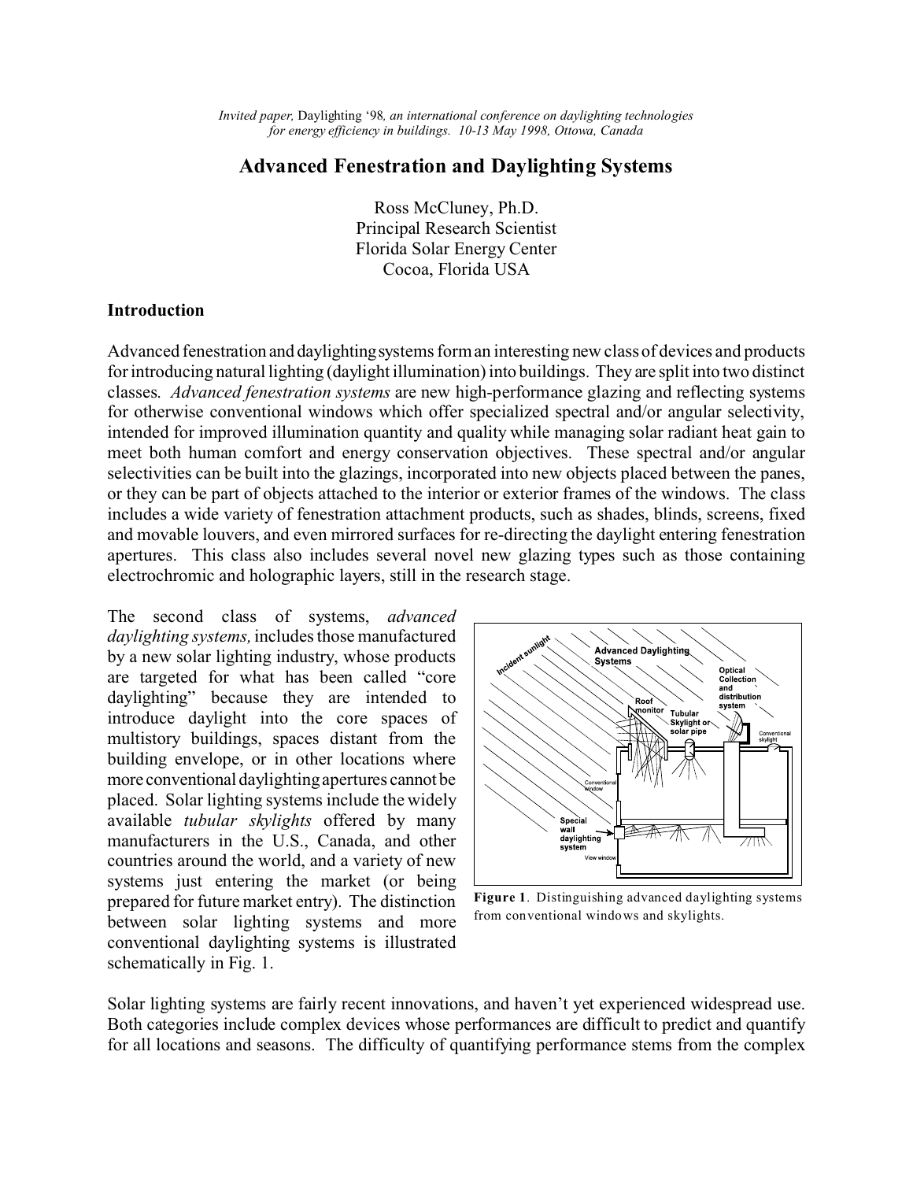*Invited paper,* Daylighting '98*, an international conference on daylighting technologies for energy efficiency in buildings. 10-13 May 1998, Ottowa, Canada*

# Advanced Fenestration and Daylighting Systems

Ross McCluney, Ph.D.
Principal Research Scientist
Florida Solar Energy Center
Cocoa, Florida USA

## Introduction

Advanced fenestration and daylighting systems form an interesting new class of devices and products for introducing natural lighting (daylight illumination) into buildings. They are split into two distinct classes. *Advanced fenestration systems* are new high-performance glazing and reflecting systems for otherwise conventional windows which offer specialized spectral and/or angular selectivity, intended for improved illumination quantity and quality while managing solar radiant heat gain to meet both human comfort and energy conservation objectives. These spectral and/or angular selectivities can be built into the glazings, incorporated into new objects placed between the panes, or they can be part of objects attached to the interior or exterior frames of the windows. The class includes a wide variety of fenestration attachment products, such as shades, blinds, screens, fixed and movable louvers, and even mirrored surfaces for re-directing the daylight entering fenestration apertures. This class also includes several novel new glazing types such as those containing electrochromic and holographic layers, still in the research stage.

The second class of systems, *advanced daylighting systems,* includes those manufactured by a new solar lighting industry, whose products are targeted for what has been called "core daylighting" because they are intended to introduce daylight into the core spaces of multistory buildings, spaces distant from the building envelope, or in other locations where more conventional daylighting apertures cannot be placed. Solar lighting systems include the widely available *tubular skylights* offered by many manufacturers in the U.S., Canada, and other countries around the world, and a variety of new systems just entering the market (or being prepared for future market entry). The distinction between solar lighting systems and more conventional daylighting systems is illustrated schematically in Fig. 1.

**Figure 1**. Distinguishing advanced daylighting systems from conventional windows and skylights.

Solar lighting systems are fairly recent innovations, and haven't yet experienced widespread use. Both categories include complex devices whose performances are difficult to predict and quantify for all locations and seasons. The difficulty of quantifying performance stems from the complex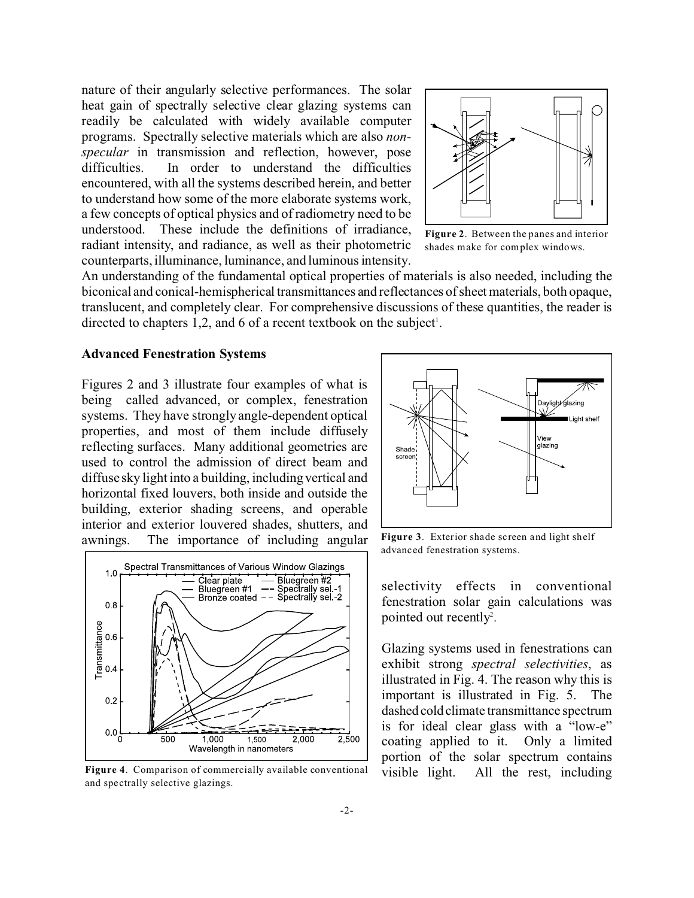nature of their angularly selective performances. The solar heat gain of spectrally selective clear glazing systems can readily be calculated with widely available computer programs. Spectrally selective materials which are also *non-specular* in transmission and reflection, however, pose difficulties. In order to understand the difficulties encountered, with all the systems described herein, and better to understand how some of the more elaborate systems work, a few concepts of optical physics and of radiometry need to be understood. These include the definitions of irradiance, radiant intensity, and radiance, as well as their photometric counterparts, illuminance, luminance, and luminous intensity. An understanding of the fundamental optical properties of materials is also needed, including the biconical and conical-hemispherical transmittances and reflectances of sheet materials, both opaque, translucent, and completely clear. For comprehensive discussions of these quantities, the reader is directed to chapters 1,2, and 6 of a recent textbook on the subject[1].

**Figure 2**. Between the panes and interior shades make for complex windows.

### Advanced Fenestration Systems

Figures 2 and 3 illustrate four examples of what is being called advanced, or complex, fenestration systems. They have strongly angle-dependent optical properties, and most of them include diffusely reflecting surfaces. Many additional geometries are used to control the admission of direct beam and diffuse sky light into a building, including vertical and horizontal fixed louvers, both inside and outside the building, exterior shading screens, and operable interior and exterior louvered shades, shutters, and awnings. The importance of including angular selectivity effects in conventional fenestration solar gain calculations was pointed out recently[2].

**Figure 3**. Exterior shade screen and light shelf advanced fenestration systems.

**Figure 4**. Comparison of commercially available conventional and spectrally selective glazings.

Glazing systems used in fenestrations can exhibit strong *spectral selectivities*, as illustrated in Fig. 4. The reason why this is important is illustrated in Fig. 5. The dashed cold climate transmittance spectrum is for ideal clear glass with a "low-e" coating applied to it. Only a limited portion of the solar spectrum contains visible light. All the rest, including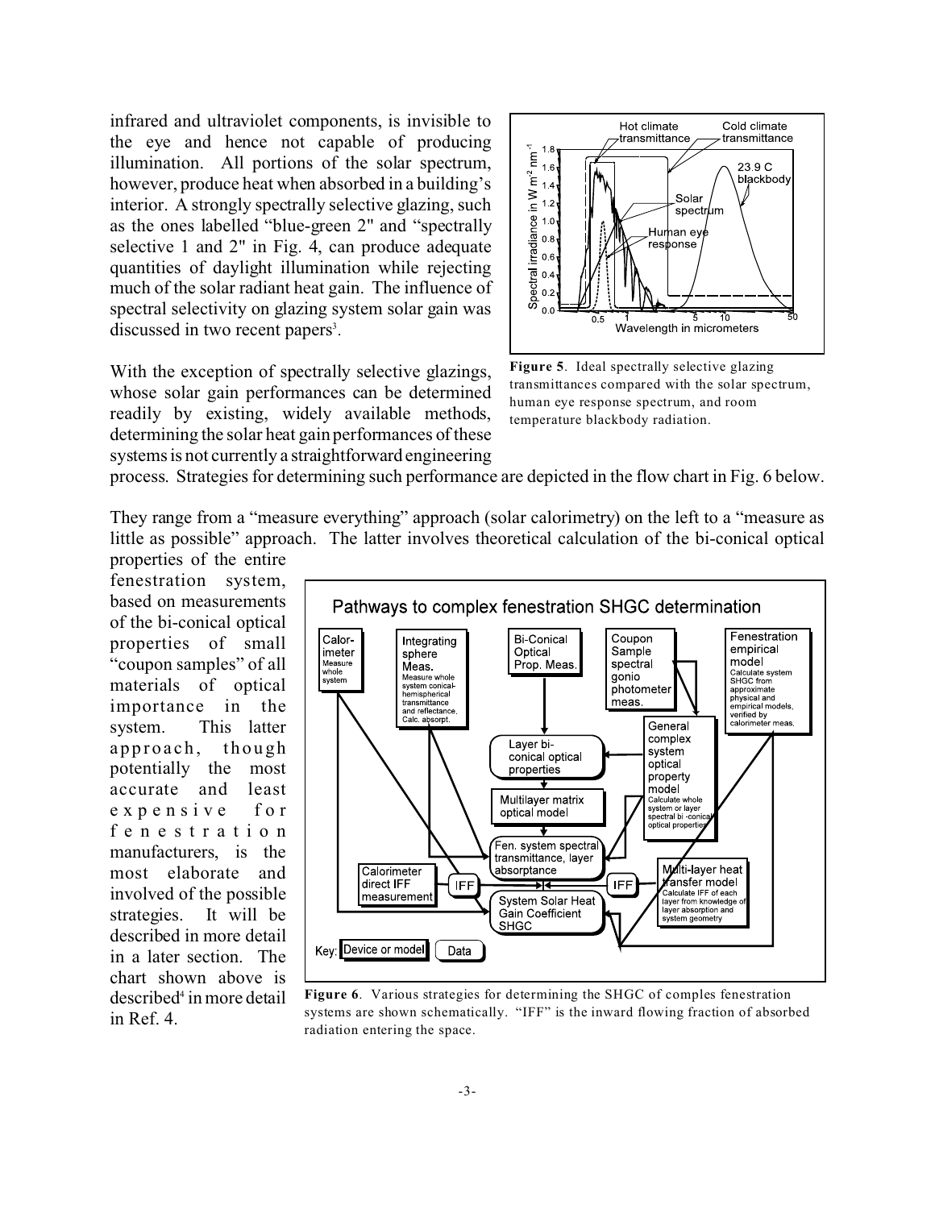infrared and ultraviolet components, is invisible to the eye and hence not capable of producing illumination. All portions of the solar spectrum, however, produce heat when absorbed in a building's interior. A strongly spectrally selective glazing, such as the ones labelled "blue-green 2" and "spectrally selective 1 and 2" in Fig. 4, can produce adequate quantities of daylight illumination while rejecting much of the solar radiant heat gain. The influence of spectral selectivity on glazing system solar gain was discussed in two recent papers[3].

**Figure 5**. Ideal spectrally selective glazing transmittances compared with the solar spectrum, human eye response spectrum, and room temperature blackbody radiation.

With the exception of spectrally selective glazings, whose solar gain performances can be determined readily by existing, widely available methods, determining the solar heat gain performances of these systems is not currently a straightforward engineering process. Strategies for determining such performance are depicted in the flow chart in Fig. 6 below.

They range from a "measure everything" approach (solar calorimetry) on the left to a "measure as little as possible" approach. The latter involves theoretical calculation of the bi-conical optical properties of the entire fenestration system, based on measurements of the bi-conical optical properties of small "coupon samples" of all materials of optical importance in the system. This latter approach, though potentially the most accurate and least expensive for fenestration manufacturers, is the most elaborate and involved of the possible strategies. It will be described in more detail in a later section. The chart shown above is described[4] in more detail in Ref. 4.

**Figure 6**. Various strategies for determining the SHGC of comples fenestration systems are shown schematically. "IFF" is the inward flowing fraction of absorbed radiation entering the space.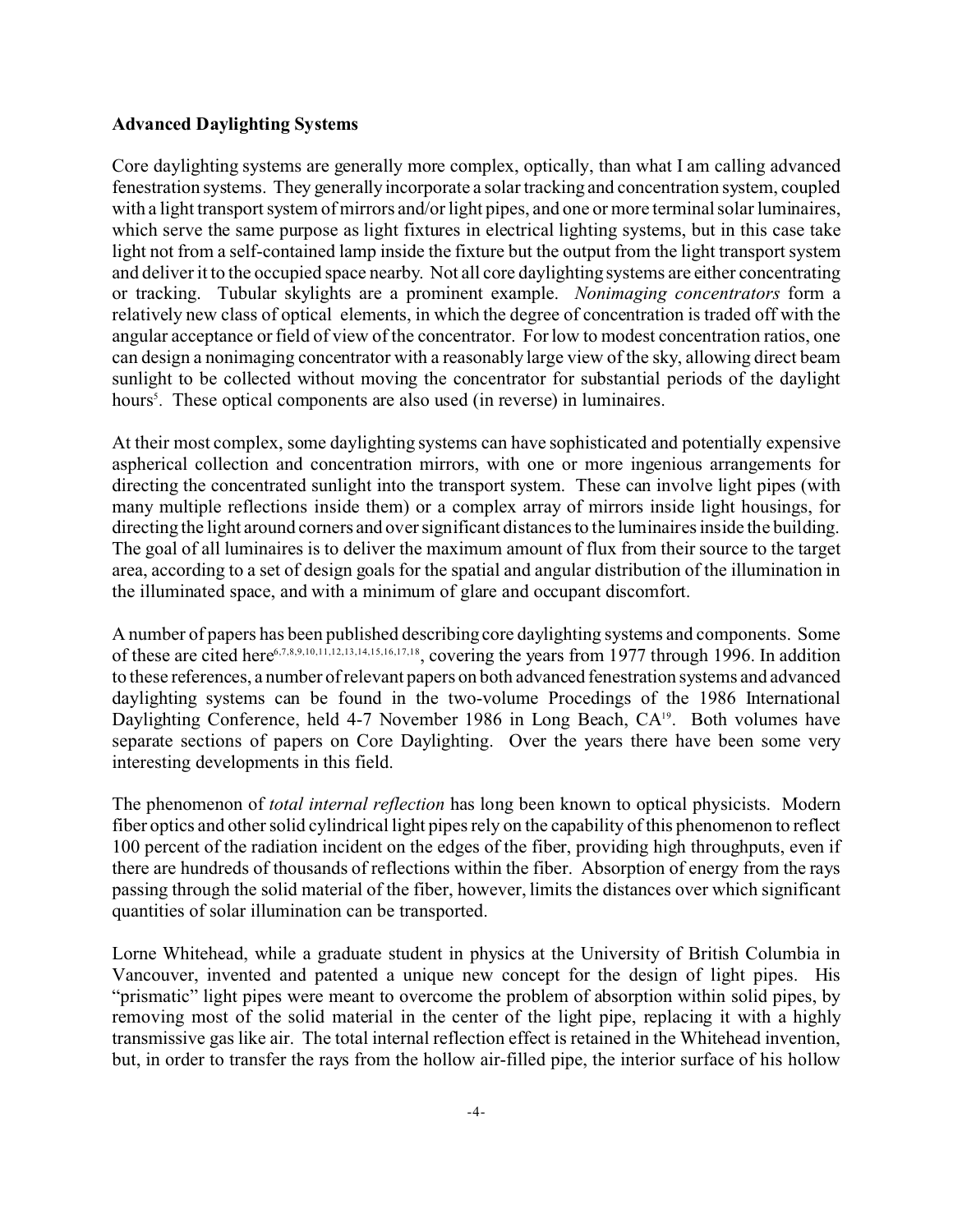### Advanced Daylighting Systems

Core daylighting systems are generally more complex, optically, than what I am calling advanced fenestration systems. They generally incorporate a solar tracking and concentration system, coupled with a light transport system of mirrors and/or light pipes, and one or more terminal solar luminaires, which serve the same purpose as light fixtures in electrical lighting systems, but in this case take light not from a self-contained lamp inside the fixture but the output from the light transport system and deliver it to the occupied space nearby. Not all core daylighting systems are either concentrating or tracking. Tubular skylights are a prominent example. *Nonimaging concentrators* form a relatively new class of optical elements, in which the degree of concentration is traded off with the angular acceptance or field of view of the concentrator. For low to modest concentration ratios, one can design a nonimaging concentrator with a reasonably large view of the sky, allowing direct beam sunlight to be collected without moving the concentrator for substantial periods of the daylight hours[5]. These optical components are also used (in reverse) in luminaires.

At their most complex, some daylighting systems can have sophisticated and potentially expensive aspherical collection and concentration mirrors, with one or more ingenious arrangements for directing the concentrated sunlight into the transport system. These can involve light pipes (with many multiple reflections inside them) or a complex array of mirrors inside light housings, for directing the light around corners and over significant distances to the luminaires inside the building. The goal of all luminaires is to deliver the maximum amount of flux from their source to the target area, according to a set of design goals for the spatial and angular distribution of the illumination in the illuminated space, and with a minimum of glare and occupant discomfort.

A number of papers has been published describing core daylighting systems and components. Some of these are cited here[6,7,8,9,10,11,12,13,14,15,16,17,18], covering the years from 1977 through 1996. In addition to these references, a number of relevant papers on both advanced fenestration systems and advanced daylighting systems can be found in the two-volume Procedings of the 1986 International Daylighting Conference, held 4-7 November 1986 in Long Beach, CA[19]. Both volumes have separate sections of papers on Core Daylighting. Over the years there have been some very interesting developments in this field.

The phenomenon of *total internal reflection* has long been known to optical physicists. Modern fiber optics and other solid cylindrical light pipes rely on the capability of this phenomenon to reflect 100 percent of the radiation incident on the edges of the fiber, providing high throughputs, even if there are hundreds of thousands of reflections within the fiber. Absorption of energy from the rays passing through the solid material of the fiber, however, limits the distances over which significant quantities of solar illumination can be transported.

Lorne Whitehead, while a graduate student in physics at the University of British Columbia in Vancouver, invented and patented a unique new concept for the design of light pipes. His "prismatic" light pipes were meant to overcome the problem of absorption within solid pipes, by removing most of the solid material in the center of the light pipe, replacing it with a highly transmissive gas like air. The total internal reflection effect is retained in the Whitehead invention, but, in order to transfer the rays from the hollow air-filled pipe, the interior surface of his hollow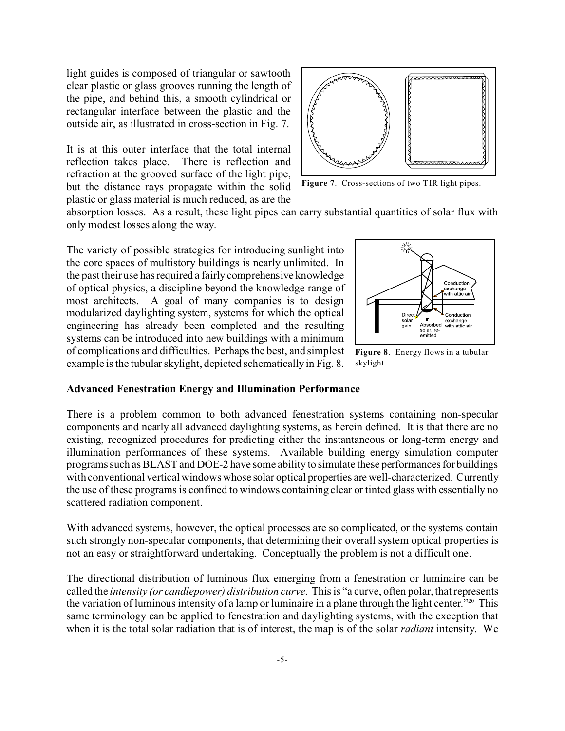light guides is composed of triangular or sawtooth clear plastic or glass grooves running the length of the pipe, and behind this, a smooth cylindrical or rectangular interface between the plastic and the outside air, as illustrated in cross-section in Fig. 7.

**Figure 7**. Cross-sections of two TIR light pipes.

It is at this outer interface that the total internal reflection takes place. There is reflection and refraction at the grooved surface of the light pipe, but the distance rays propagate within the solid plastic or glass material is much reduced, as are the absorption losses. As a result, these light pipes can carry substantial quantities of solar flux with only modest losses along the way.

The variety of possible strategies for introducing sunlight into the core spaces of multistory buildings is nearly unlimited. In the past their use has required a fairly comprehensive knowledge of optical physics, a discipline beyond the knowledge range of most architects. A goal of many companies is to design modularized daylighting system, systems for which the optical engineering has already been completed and the resulting systems can be introduced into new buildings with a minimum of complications and difficulties. Perhaps the best, and simplest example is the tubular skylight, depicted schematically in Fig. 8.

**Figure 8**. Energy flows in a tubular skylight.

### Advanced Fenestration Energy and Illumination Performance

There is a problem common to both advanced fenestration systems containing non-specular components and nearly all advanced daylighting systems, as herein defined. It is that there are no existing, recognized procedures for predicting either the instantaneous or long-term energy and illumination performances of these systems. Available building energy simulation computer programs such as BLAST and DOE-2 have some ability to simulate these performances for buildings with conventional vertical windows whose solar optical properties are well-characterized. Currently the use of these programs is confined to windows containing clear or tinted glass with essentially no scattered radiation component.

With advanced systems, however, the optical processes are so complicated, or the systems contain such strongly non-specular components, that determining their overall system optical properties is not an easy or straightforward undertaking. Conceptually the problem is not a difficult one.

The directional distribution of luminous flux emerging from a fenestration or luminaire can be called the *intensity (or candlepower) distribution curve*. This is "a curve, often polar, that represents the variation of luminous intensity of a lamp or luminaire in a plane through the light center."[20] This same terminology can be applied to fenestration and daylighting systems, with the exception that when it is the total solar radiation that is of interest, the map is of the solar *radiant* intensity. We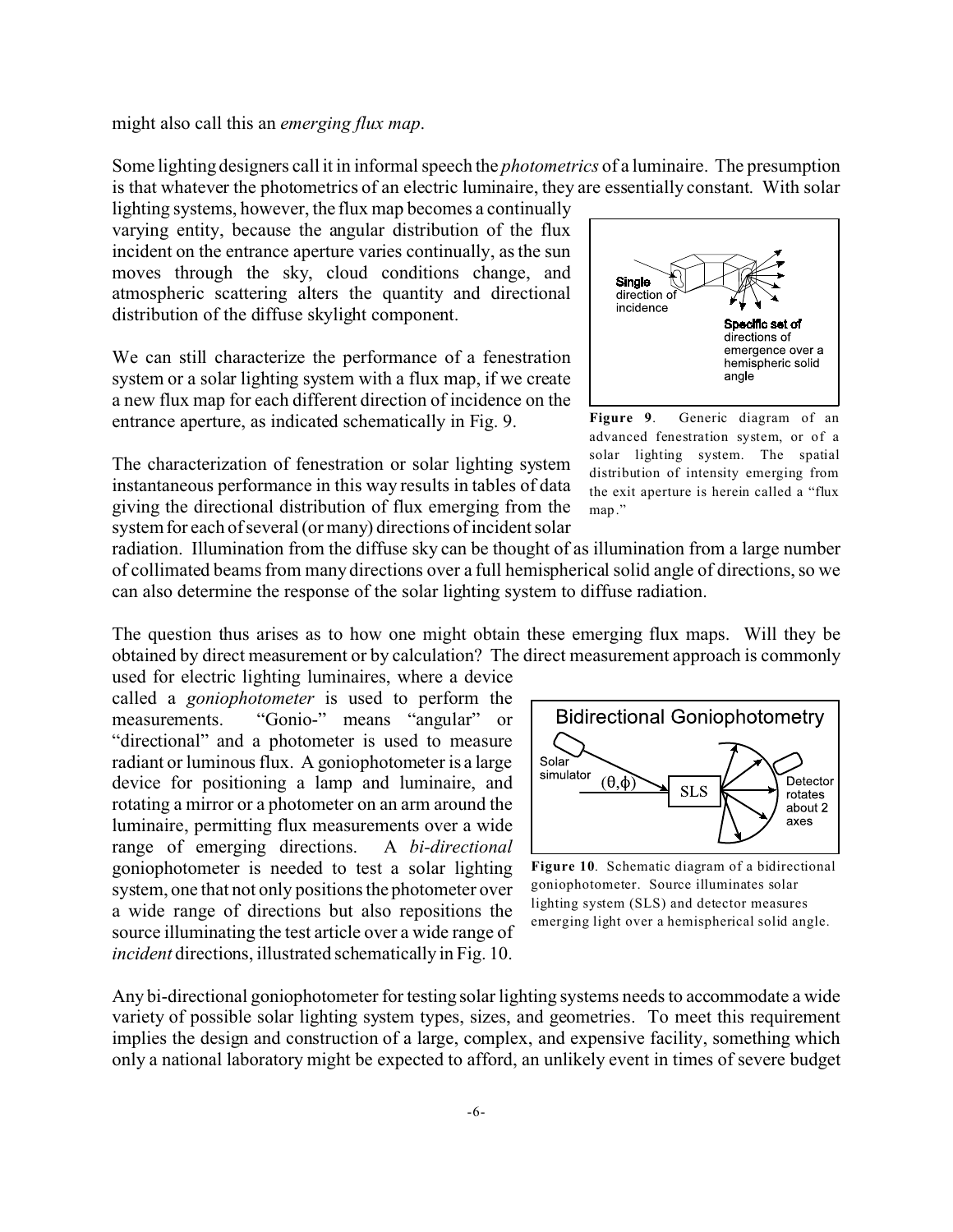might also call this an *emerging flux map*.

Some lighting designers call it in informal speech the *photometrics* of a luminaire. The presumption is that whatever the photometrics of an electric luminaire, they are essentially constant. With solar lighting systems, however, the flux map becomes a continually varying entity, because the angular distribution of the flux incident on the entrance aperture varies continually, as the sun moves through the sky, cloud conditions change, and atmospheric scattering alters the quantity and directional distribution of the diffuse skylight component.

We can still characterize the performance of a fenestration system or a solar lighting system with a flux map, if we create a new flux map for each different direction of incidence on the entrance aperture, as indicated schematically in Fig. 9.

**Figure 9**. Generic diagram of an advanced fenestration system, or of a solar lighting system. The spatial distribution of intensity emerging from the exit aperture is herein called a "flux map."

The characterization of fenestration or solar lighting system instantaneous performance in this way results in tables of data giving the directional distribution of flux emerging from the system for each of several (or many) directions of incident solar radiation. Illumination from the diffuse sky can be thought of as illumination from a large number of collimated beams from many directions over a full hemispherical solid angle of directions, so we can also determine the response of the solar lighting system to diffuse radiation.

The question thus arises as to how one might obtain these emerging flux maps. Will they be obtained by direct measurement or by calculation? The direct measurement approach is commonly used for electric lighting luminaires, where a device called a *goniophotometer* is used to perform the measurements. "Gonio-" means "angular" or "directional" and a photometer is used to measure radiant or luminous flux. A goniophotometer is a large device for positioning a lamp and luminaire, and rotating a mirror or a photometer on an arm around the luminaire, permitting flux measurements over a wide range of emerging directions. A *bi-directional* goniophotometer is needed to test a solar lighting system, one that not only positions the photometer over a wide range of directions but also repositions the source illuminating the test article over a wide range of *incident* directions, illustrated schematically in Fig. 10.

**Figure 10**. Schematic diagram of a bidirectional goniophotometer. Source illuminates solar lighting system (SLS) and detector measures emerging light over a hemispherical solid angle.

Any bi-directional goniophotometer for testing solar lighting systems needs to accommodate a wide variety of possible solar lighting system types, sizes, and geometries. To meet this requirement implies the design and construction of a large, complex, and expensive facility, something which only a national laboratory might be expected to afford, an unlikely event in times of severe budget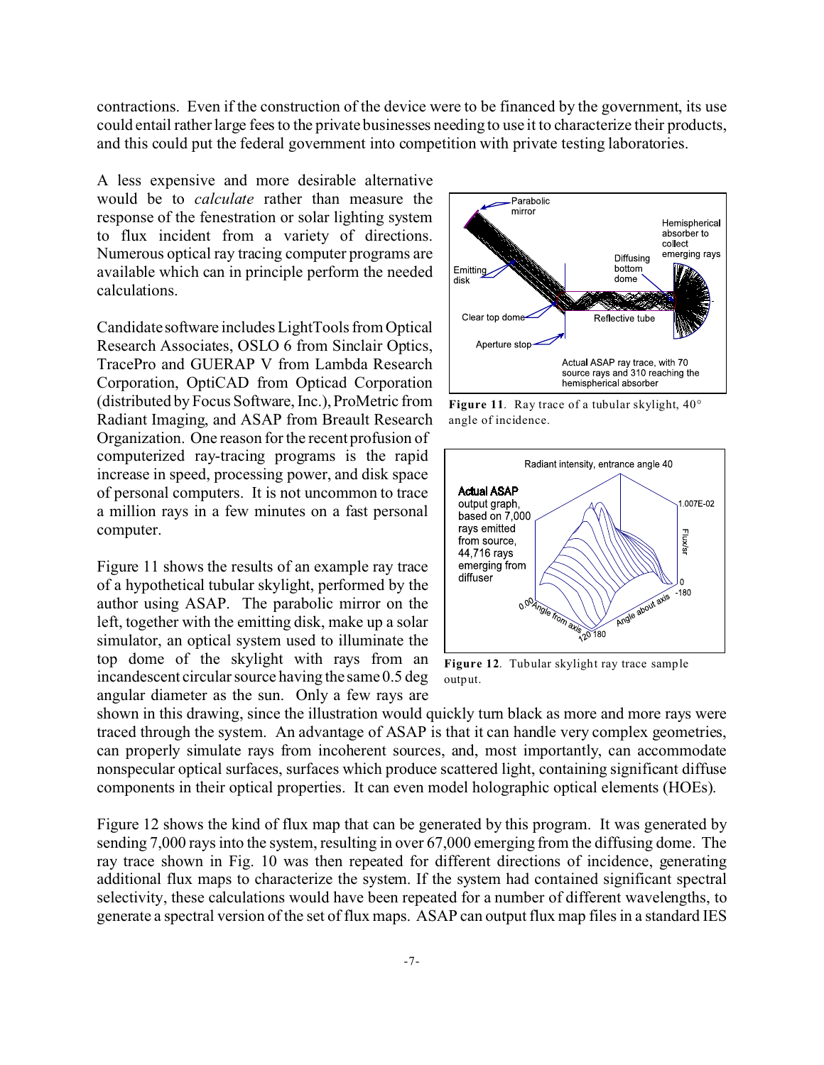contractions. Even if the construction of the device were to be financed by the government, its use could entail rather large fees to the private businesses needing to use it to characterize their products, and this could put the federal government into competition with private testing laboratories.

A less expensive and more desirable alternative would be to *calculate* rather than measure the response of the fenestration or solar lighting system to flux incident from a variety of directions. Numerous optical ray tracing computer programs are available which can in principle perform the needed calculations.

Candidate software includes LightTools from Optical Research Associates, OSLO 6 from Sinclair Optics, TracePro and GUERAP V from Lambda Research Corporation, OptiCAD from Opticad Corporation (distributed by Focus Software, Inc.), ProMetric from Radiant Imaging, and ASAP from Breault Research Organization. One reason for the recent profusion of computerized ray-tracing programs is the rapid increase in speed, processing power, and disk space of personal computers. It is not uncommon to trace a million rays in a few minutes on a fast personal computer.

**Figure 11**. Ray trace of a tubular skylight, 40° angle of incidence.

**Figure 12**. Tubular skylight ray trace sample output.

Figure 11 shows the results of an example ray trace of a hypothetical tubular skylight, performed by the author using ASAP. The parabolic mirror on the left, together with the emitting disk, make up a solar simulator, an optical system used to illuminate the top dome of the skylight with rays from an incandescent circular source having the same 0.5 deg angular diameter as the sun. Only a few rays are shown in this drawing, since the illustration would quickly turn black as more and more rays were traced through the system. An advantage of ASAP is that it can handle very complex geometries, can properly simulate rays from incoherent sources, and, most importantly, can accommodate nonspecular optical surfaces, surfaces which produce scattered light, containing significant diffuse components in their optical properties. It can even model holographic optical elements (HOEs).

Figure 12 shows the kind of flux map that can be generated by this program. It was generated by sending 7,000 rays into the system, resulting in over 67,000 emerging from the diffusing dome. The ray trace shown in Fig. 10 was then repeated for different directions of incidence, generating additional flux maps to characterize the system. If the system had contained significant spectral selectivity, these calculations would have been repeated for a number of different wavelengths, to generate a spectral version of the set of flux maps. ASAP can output flux map files in a standard IES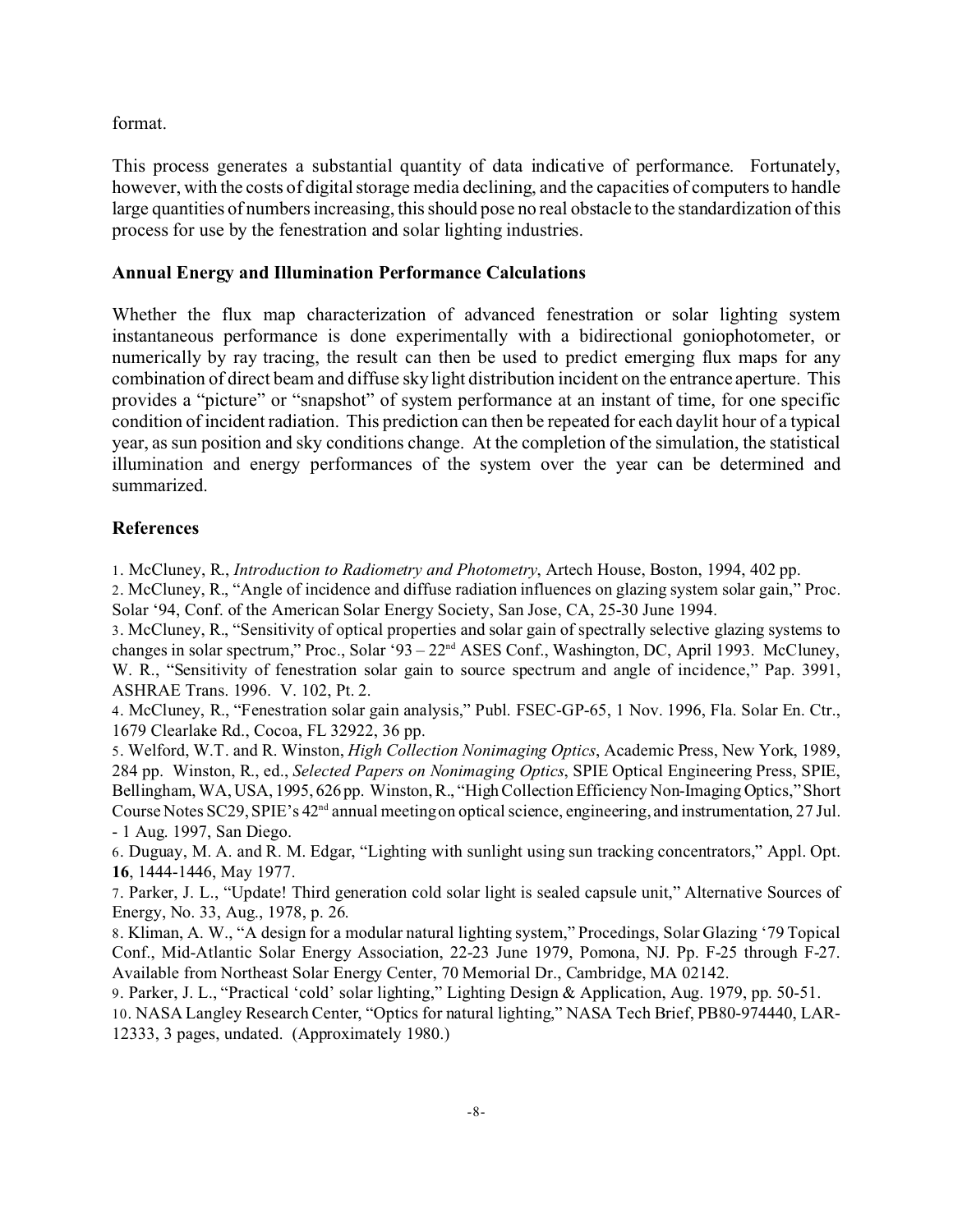format.

This process generates a substantial quantity of data indicative of performance. Fortunately, however, with the costs of digital storage media declining, and the capacities of computers to handle large quantities of numbers increasing, this should pose no real obstacle to the standardization of this process for use by the fenestration and solar lighting industries.

### Annual Energy and Illumination Performance Calculations

Whether the flux map characterization of advanced fenestration or solar lighting system instantaneous performance is done experimentally with a bidirectional goniophotometer, or numerically by ray tracing, the result can then be used to predict emerging flux maps for any combination of direct beam and diffuse sky light distribution incident on the entrance aperture. This provides a "picture" or "snapshot" of system performance at an instant of time, for one specific condition of incident radiation. This prediction can then be repeated for each daylit hour of a typical year, as sun position and sky conditions change. At the completion of the simulation, the statistical illumination and energy performances of the system over the year can be determined and summarized.

### References

1. McCluney, R., *Introduction to Radiometry and Photometry*, Artech House, Boston, 1994, 402 pp.
2. McCluney, R., "Angle of incidence and diffuse radiation influences on glazing system solar gain," Proc. Solar '94, Conf. of the American Solar Energy Society, San Jose, CA, 25-30 June 1994.
3. McCluney, R., "Sensitivity of optical properties and solar gain of spectrally selective glazing systems to changes in solar spectrum," Proc., Solar '93 – 22nd ASES Conf., Washington, DC, April 1993. McCluney, W. R., "Sensitivity of fenestration solar gain to source spectrum and angle of incidence," Pap. 3991, ASHRAE Trans. 1996. V. 102, Pt. 2.
4. McCluney, R., "Fenestration solar gain analysis," Publ. FSEC-GP-65, 1 Nov. 1996, Fla. Solar En. Ctr., 1679 Clearlake Rd., Cocoa, FL 32922, 36 pp.
5. Welford, W.T. and R. Winston, *High Collection Nonimaging Optics*, Academic Press, New York, 1989, 284 pp. Winston, R., ed., *Selected Papers on Nonimaging Optics*, SPIE Optical Engineering Press, SPIE, Bellingham, WA, USA, 1995, 626 pp. Winston, R., "High Collection Efficiency Non-Imaging Optics," Short Course Notes SC29, SPIE's 42nd annual meeting on optical science, engineering, and instrumentation, 27 Jul. - 1 Aug. 1997, San Diego.
6. Duguay, M. A. and R. M. Edgar, "Lighting with sunlight using sun tracking concentrators," Appl. Opt. **16**, 1444-1446, May 1977.
7. Parker, J. L., "Update! Third generation cold solar light is sealed capsule unit," Alternative Sources of Energy, No. 33, Aug., 1978, p. 26.
8. Kliman, A. W., "A design for a modular natural lighting system," Procedings, Solar Glazing '79 Topical Conf., Mid-Atlantic Solar Energy Association, 22-23 June 1979, Pomona, NJ. Pp. F-25 through F-27. Available from Northeast Solar Energy Center, 70 Memorial Dr., Cambridge, MA 02142.
9. Parker, J. L., "Practical 'cold' solar lighting," Lighting Design & Application, Aug. 1979, pp. 50-51.
10. NASA Langley Research Center, "Optics for natural lighting," NASA Tech Brief, PB80-974440, LAR-12333, 3 pages, undated. (Approximately 1980.)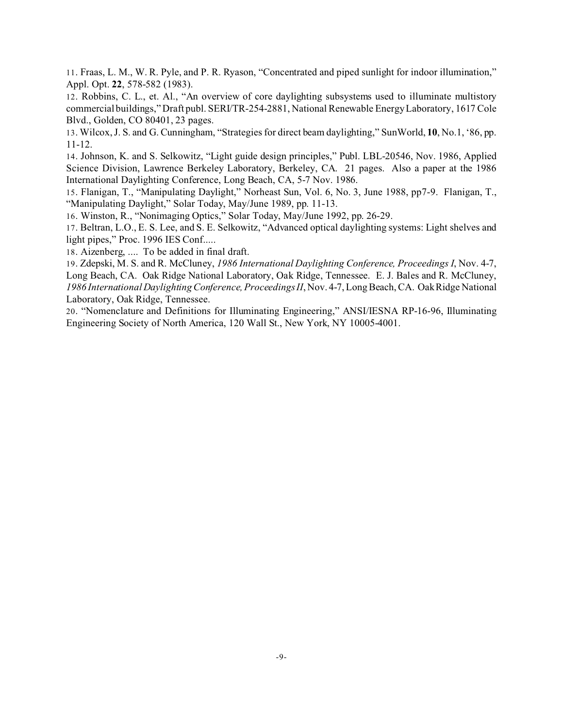11. Fraas, L. M., W. R. Pyle, and P. R. Ryason, "Concentrated and piped sunlight for indoor illumination," Appl. Opt. **22**, 578-582 (1983).

12. Robbins, C. L., et. Al., "An overview of core daylighting subsystems used to illuminate multistory commercial buildings," Draft publ. SERI/TR-254-2881, National Renewable Energy Laboratory, 1617 Cole Blvd., Golden, CO 80401, 23 pages.

13. Wilcox, J. S. and G. Cunningham, "Strategies for direct beam daylighting," SunWorld, **10**, No.1, '86, pp. 11-12.

14. Johnson, K. and S. Selkowitz, "Light guide design principles," Publ. LBL-20546, Nov. 1986, Applied Science Division, Lawrence Berkeley Laboratory, Berkeley, CA. 21 pages. Also a paper at the 1986 International Daylighting Conference, Long Beach, CA, 5-7 Nov. 1986.

15. Flanigan, T., "Manipulating Daylight," Norheast Sun, Vol. 6, No. 3, June 1988, pp7-9. Flanigan, T., "Manipulating Daylight," Solar Today, May/June 1989, pp. 11-13.

16. Winston, R., "Nonimaging Optics," Solar Today, May/June 1992, pp. 26-29.

17. Beltran, L.O., E. S. Lee, and S. E. Selkowitz, "Advanced optical daylighting systems: Light shelves and light pipes," Proc. 1996 IES Conf.....

18. Aizenberg, .... To be added in final draft.

19. Zdepski, M. S. and R. McCluney, *1986 International Daylighting Conference, Proceedings I*, Nov. 4-7, Long Beach, CA. Oak Ridge National Laboratory, Oak Ridge, Tennessee. E. J. Bales and R. McCluney, *1986 International Daylighting Conference, Proceedings II*, Nov. 4-7, Long Beach, CA. Oak Ridge National Laboratory, Oak Ridge, Tennessee.

20. "Nomenclature and Definitions for Illuminating Engineering," ANSI/IESNA RP-16-96, Illuminating Engineering Society of North America, 120 Wall St., New York, NY 10005-4001.